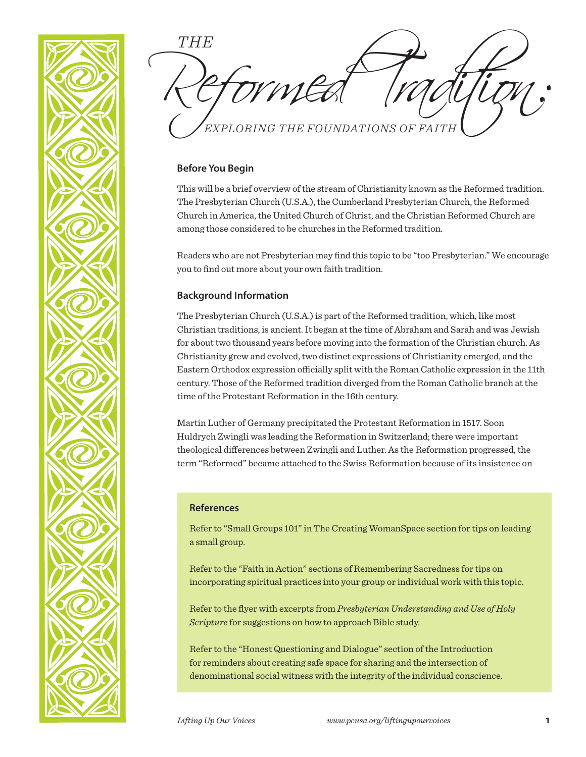# THE Reformed Tradition:

## EXPLORING THE FOUNDATIONS OF FAITH

### Before You Begin

This will be a brief overview of the stream of Christianity known as the Reformed tradition. The Presbyterian Church (U.S.A.), the Cumberland Presbyterian Church, the Reformed Church in America, the United Church of Christ, and the Christian Reformed Church are among those considered to be churches in the Reformed tradition.

Readers who are not Presbyterian may find this topic to be "too Presbyterian." We encourage you to find out more about your own faith tradition.

### Background Information

The Presbyterian Church (U.S.A.) is part of the Reformed tradition, which, like most Christian traditions, is ancient. It began at the time of Abraham and Sarah and was Jewish for about two thousand years before moving into the formation of the Christian church. As Christianity grew and evolved, two distinct expressions of Christianity emerged, and the Eastern Orthodox expression officially split with the Roman Catholic expression in the 11th century. Those of the Reformed tradition diverged from the Roman Catholic branch at the time of the Protestant Reformation in the 16th century.

Martin Luther of Germany precipitated the Protestant Reformation in 1517. Soon Huldrych Zwingli was leading the Reformation in Switzerland; there were important theological differences between Zwingli and Luther. As the Reformation progressed, the term "Reformed" became attached to the Swiss Reformation because of its insistence on

### References

Refer to "Small Groups 101" in The Creating WomanSpace section for tips on leading a small group.

Refer to the "Faith in Action" sections of Remembering Sacredness for tips on incorporating spiritual practices into your group or individual work with this topic.

Refer to the flyer with excerpts from *Presbyterian Understanding and Use of Holy Scripture* for suggestions on how to approach Bible study.

Refer to the "Honest Questioning and Dialogue" section of the Introduction for reminders about creating safe space for sharing and the intersection of denominational social witness with the integrity of the individual conscience.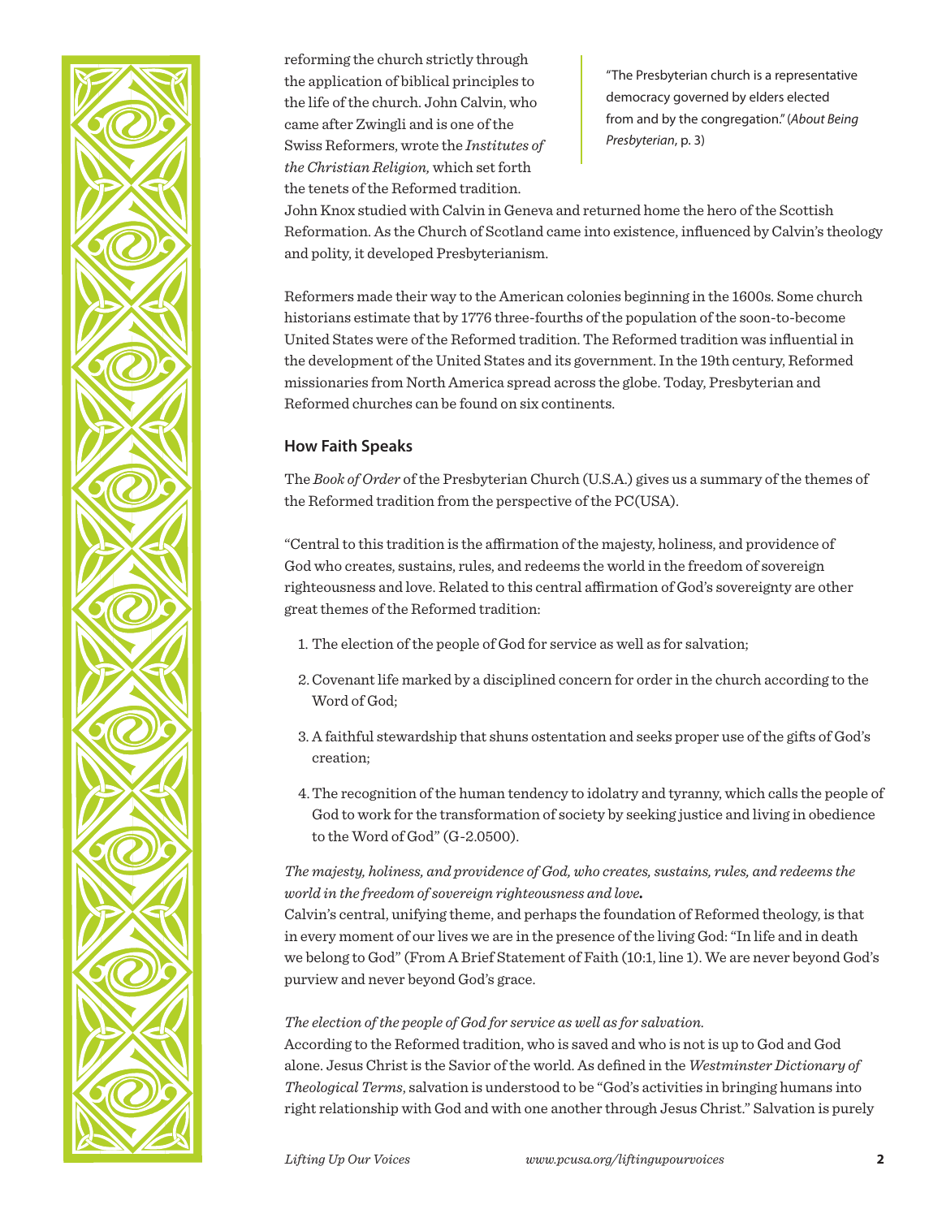reforming the church strictly through the application of biblical principles to the life of the church. John Calvin, who came after Zwingli and is one of the Swiss Reformers, wrote the *Institutes of the Christian Religion,* which set forth the tenets of the Reformed tradition. John Knox studied with Calvin in Geneva and returned home the hero of the Scottish Reformation. As the Church of Scotland came into existence, influenced by Calvin's theology and polity, it developed Presbyterianism.

> "The Presbyterian church is a representative democracy governed by elders elected from and by the congregation." (*About Being Presbyterian,* p. 3)

Reformers made their way to the American colonies beginning in the 1600s. Some church historians estimate that by 1776 three-fourths of the population of the soon-to-become United States were of the Reformed tradition. The Reformed tradition was influential in the development of the United States and its government. In the 19th century, Reformed missionaries from North America spread across the globe. Today, Presbyterian and Reformed churches can be found on six continents.

## How Faith Speaks

The *Book of Order* of the Presbyterian Church (U.S.A.) gives us a summary of the themes of the Reformed tradition from the perspective of the PC(USA).

"Central to this tradition is the affirmation of the majesty, holiness, and providence of God who creates, sustains, rules, and redeems the world in the freedom of sovereign righteousness and love. Related to this central affirmation of God's sovereignty are other great themes of the Reformed tradition:

1. The election of the people of God for service as well as for salvation;
2. Covenant life marked by a disciplined concern for order in the church according to the Word of God;
3. A faithful stewardship that shuns ostentation and seeks proper use of the gifts of God's creation;
4. The recognition of the human tendency to idolatry and tyranny, which calls the people of God to work for the transformation of society by seeking justice and living in obedience to the Word of God" (G-2.0500).

*The majesty, holiness, and providence of God, who creates, sustains, rules, and redeems the world in the freedom of sovereign righteousness and love.*
Calvin's central, unifying theme, and perhaps the foundation of Reformed theology, is that in every moment of our lives we are in the presence of the living God: "In life and in death we belong to God" (From A Brief Statement of Faith (10:1, line 1). We are never beyond God's purview and never beyond God's grace.

*The election of the people of God for service as well as for salvation.*
According to the Reformed tradition, who is saved and who is not is up to God and God alone. Jesus Christ is the Savior of the world. As defined in the *Westminster Dictionary of Theological Terms*, salvation is understood to be "God's activities in bringing humans into right relationship with God and with one another through Jesus Christ." Salvation is purely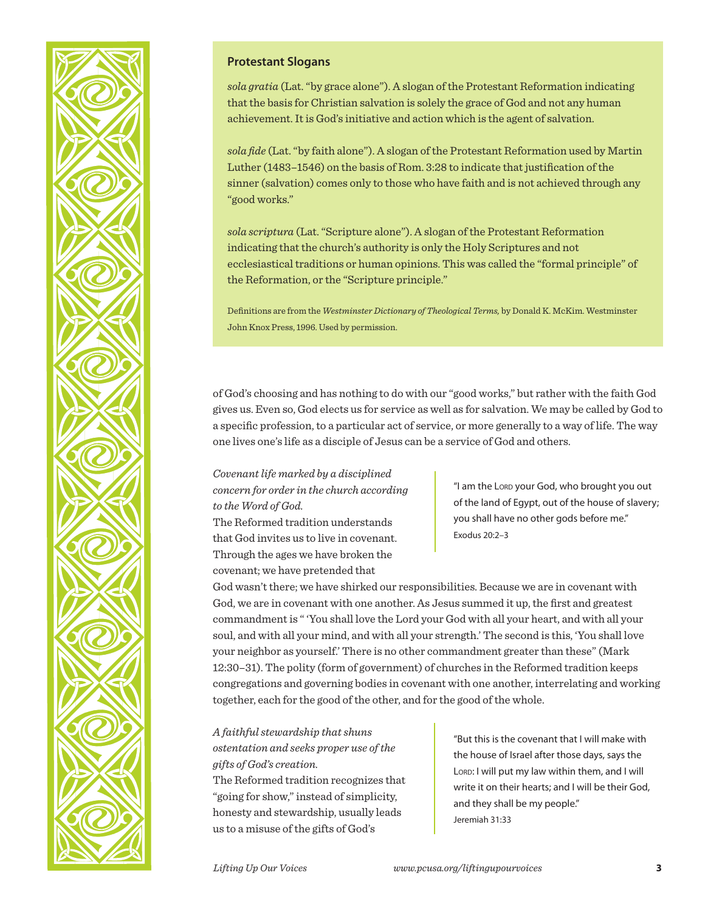### Protestant Slogans

*sola gratia* (Lat. "by grace alone"). A slogan of the Protestant Reformation indicating that the basis for Christian salvation is solely the grace of God and not any human achievement. It is God's initiative and action which is the agent of salvation.

*sola fide* (Lat. "by faith alone"). A slogan of the Protestant Reformation used by Martin Luther (1483–1546) on the basis of Rom. 3:28 to indicate that justification of the sinner (salvation) comes only to those who have faith and is not achieved through any "good works."

*sola scriptura* (Lat. "Scripture alone"). A slogan of the Protestant Reformation indicating that the church's authority is only the Holy Scriptures and not ecclesiastical traditions or human opinions. This was called the "formal principle" of the Reformation, or the "Scripture principle."

Definitions are from the *Westminster Dictionary of Theological Terms,* by Donald K. McKim. Westminster John Knox Press, 1996. Used by permission.

of God's choosing and has nothing to do with our "good works," but rather with the faith God gives us. Even so, God elects us for service as well as for salvation. We may be called by God to a specific profession, to a particular act of service, or more generally to a way of life. The way one lives one's life as a disciple of Jesus can be a service of God and others.

*Covenant life marked by a disciplined concern for order in the church according to the Word of God.*
The Reformed tradition understands that God invites us to live in covenant. Through the ages we have broken the covenant; we have pretended that God wasn't there; we have shirked our responsibilities. Because we are in covenant with God, we are in covenant with one another. As Jesus summed it up, the first and greatest commandment is " 'You shall love the Lord your God with all your heart, and with all your soul, and with all your mind, and with all your strength.' The second is this, 'You shall love your neighbor as yourself.' There is no other commandment greater than these" (Mark 12:30–31). The polity (form of government) of churches in the Reformed tradition keeps congregations and governing bodies in covenant with one another, interrelating and working together, each for the good of the other, and for the good of the whole.

> "I am the Lord your God, who brought you out of the land of Egypt, out of the house of slavery; you shall have no other gods before me."
> Exodus 20:2–3

*A faithful stewardship that shuns ostentation and seeks proper use of the gifts of God's creation.*
The Reformed tradition recognizes that "going for show," instead of simplicity, honesty and stewardship, usually leads us to a misuse of the gifts of God's

> "But this is the covenant that I will make with the house of Israel after those days, says the Lord: I will put my law within them, and I will write it on their hearts; and I will be their God, and they shall be my people."
> Jeremiah 31:33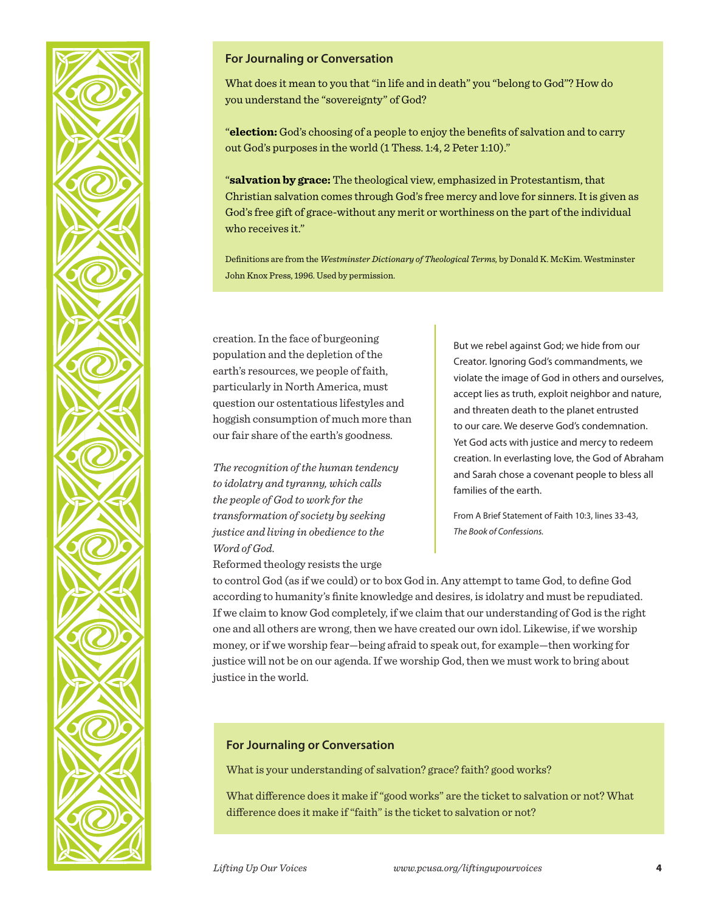### For Journaling or Conversation

What does it mean to you that "in life and in death" you "belong to God"? How do you understand the "sovereignty" of God?

"**election:** God's choosing of a people to enjoy the benefits of salvation and to carry out God's purposes in the world (1 Thess. 1:4, 2 Peter 1:10)."

"**salvation by grace:** The theological view, emphasized in Protestantism, that Christian salvation comes through God's free mercy and love for sinners. It is given as God's free gift of grace-without any merit or worthiness on the part of the individual who receives it."

Definitions are from the *Westminster Dictionary of Theological Terms,* by Donald K. McKim. Westminster John Knox Press, 1996. Used by permission.

creation. In the face of burgeoning population and the depletion of the earth's resources, we people of faith, particularly in North America, must question our ostentatious lifestyles and hoggish consumption of much more than our fair share of the earth's goodness.

*The recognition of the human tendency to idolatry and tyranny, which calls the people of God to work for the transformation of society by seeking justice and living in obedience to the Word of God.*

Reformed theology resists the urge to control God (as if we could) or to box God in. Any attempt to tame God, to define God according to humanity's finite knowledge and desires, is idolatry and must be repudiated. If we claim to know God completely, if we claim that our understanding of God is the right one and all others are wrong, then we have created our own idol. Likewise, if we worship money, or if we worship fear—being afraid to speak out, for example—then working for justice will not be on our agenda. If we worship God, then we must work to bring about justice in the world.

> But we rebel against God; we hide from our Creator. Ignoring God's commandments, we violate the image of God in others and ourselves, accept lies as truth, exploit neighbor and nature, and threaten death to the planet entrusted to our care. We deserve God's condemnation. Yet God acts with justice and mercy to redeem creation. In everlasting love, the God of Abraham and Sarah chose a covenant people to bless all families of the earth.
>
> From A Brief Statement of Faith 10:3, lines 33-43, *The Book of Confessions.*

### For Journaling or Conversation

What is your understanding of salvation? grace? faith? good works?

What difference does it make if "good works" are the ticket to salvation or not? What difference does it make if "faith" is the ticket to salvation or not?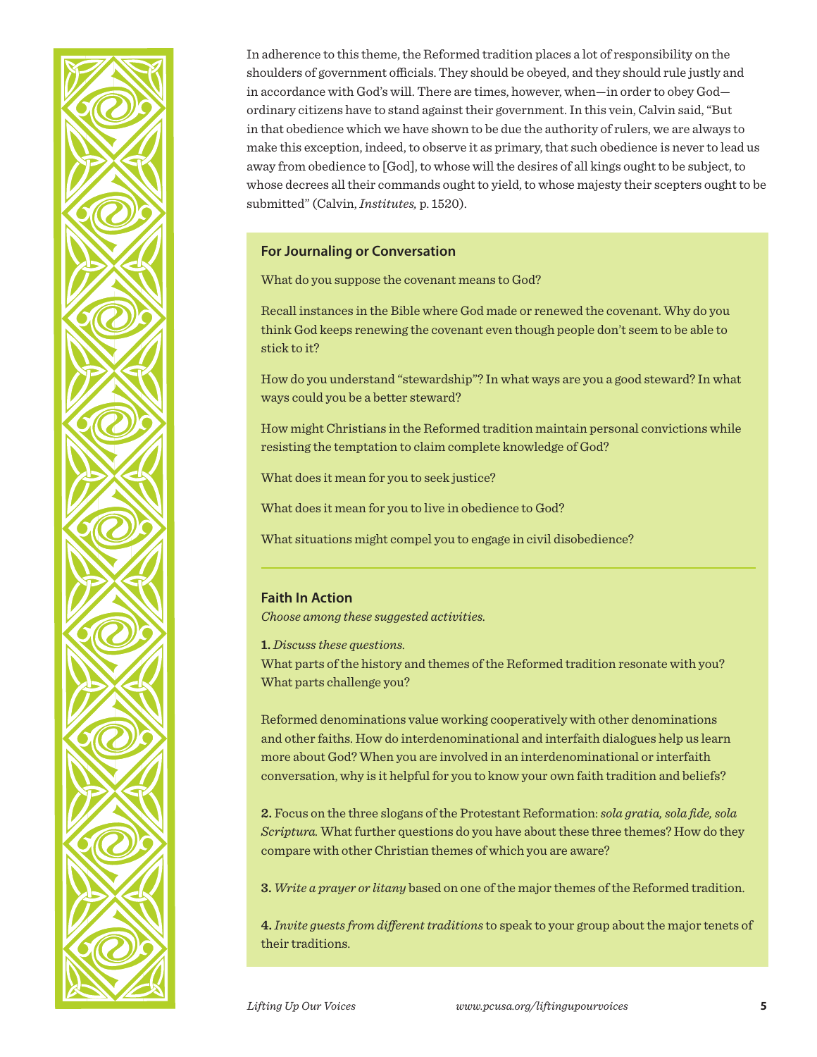In adherence to this theme, the Reformed tradition places a lot of responsibility on the shoulders of government officials. They should be obeyed, and they should rule justly and in accordance with God's will. There are times, however, when—in order to obey God—ordinary citizens have to stand against their government. In this vein, Calvin said, "But in that obedience which we have shown to be due the authority of rulers, we are always to make this exception, indeed, to observe it as primary, that such obedience is never to lead us away from obedience to [God], to whose will the desires of all kings ought to be subject, to whose decrees all their commands ought to yield, to whose majesty their scepters ought to be submitted" (Calvin, *Institutes,* p. 1520).

### For Journaling or Conversation

What do you suppose the covenant means to God?

Recall instances in the Bible where God made or renewed the covenant. Why do you think God keeps renewing the covenant even though people don't seem to be able to stick to it?

How do you understand "stewardship"? In what ways are you a good steward? In what ways could you be a better steward?

How might Christians in the Reformed tradition maintain personal convictions while resisting the temptation to claim complete knowledge of God?

What does it mean for you to seek justice?

What does it mean for you to live in obedience to God?

What situations might compel you to engage in civil disobedience?

### Faith In Action

*Choose among these suggested activities.*

**1.** *Discuss these questions.*
What parts of the history and themes of the Reformed tradition resonate with you? What parts challenge you?

Reformed denominations value working cooperatively with other denominations and other faiths. How do interdenominational and interfaith dialogues help us learn more about God? When you are involved in an interdenominational or interfaith conversation, why is it helpful for you to know your own faith tradition and beliefs?

**2.** Focus on the three slogans of the Protestant Reformation: *sola gratia, sola fide, sola Scriptura.* What further questions do you have about these three themes? How do they compare with other Christian themes of which you are aware?

**3.** *Write a prayer or litany* based on one of the major themes of the Reformed tradition.

**4.** *Invite guests from different traditions* to speak to your group about the major tenets of their traditions.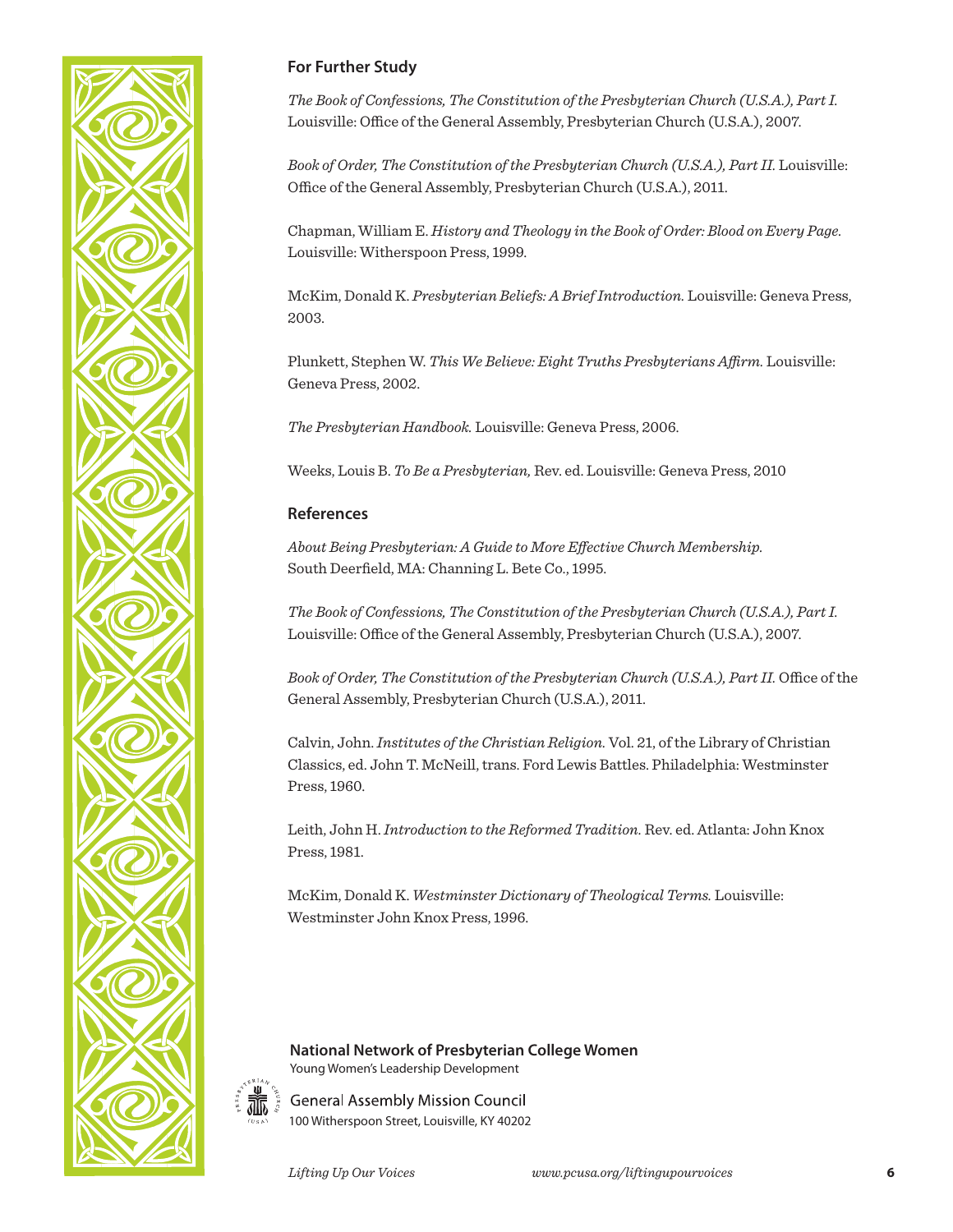## For Further Study

*The Book of Confessions, The Constitution of the Presbyterian Church (U.S.A.), Part I.* Louisville: Office of the General Assembly, Presbyterian Church (U.S.A.), 2007.

*Book of Order, The Constitution of the Presbyterian Church (U.S.A.), Part II.* Louisville: Office of the General Assembly, Presbyterian Church (U.S.A.), 2011.

Chapman, William E. *History and Theology in the Book of Order: Blood on Every Page.* Louisville: Witherspoon Press, 1999.

McKim, Donald K. *Presbyterian Beliefs: A Brief Introduction.* Louisville: Geneva Press, 2003.

Plunkett, Stephen W. *This We Believe: Eight Truths Presbyterians Affirm.* Louisville: Geneva Press, 2002.

*The Presbyterian Handbook.* Louisville: Geneva Press, 2006.

Weeks, Louis B. *To Be a Presbyterian,* Rev. ed. Louisville: Geneva Press, 2010

## References

*About Being Presbyterian: A Guide to More Effective Church Membership.* South Deerfield, MA: Channing L. Bete Co., 1995.

*The Book of Confessions, The Constitution of the Presbyterian Church (U.S.A.), Part I.* Louisville: Office of the General Assembly, Presbyterian Church (U.S.A.), 2007.

*Book of Order, The Constitution of the Presbyterian Church (U.S.A.), Part II.* Office of the General Assembly, Presbyterian Church (U.S.A.), 2011.

Calvin, John. *Institutes of the Christian Religion.* Vol. 21, of the Library of Christian Classics, ed. John T. McNeill, trans. Ford Lewis Battles. Philadelphia: Westminster Press, 1960.

Leith, John H. *Introduction to the Reformed Tradition.* Rev. ed. Atlanta: John Knox Press, 1981.

McKim, Donald K. *Westminster Dictionary of Theological Terms.* Louisville: Westminster John Knox Press, 1996.

**National Network of Presbyterian College Women**
Young Women's Leadership Development

General Assembly Mission Council
100 Witherspoon Street, Louisville, KY 40202